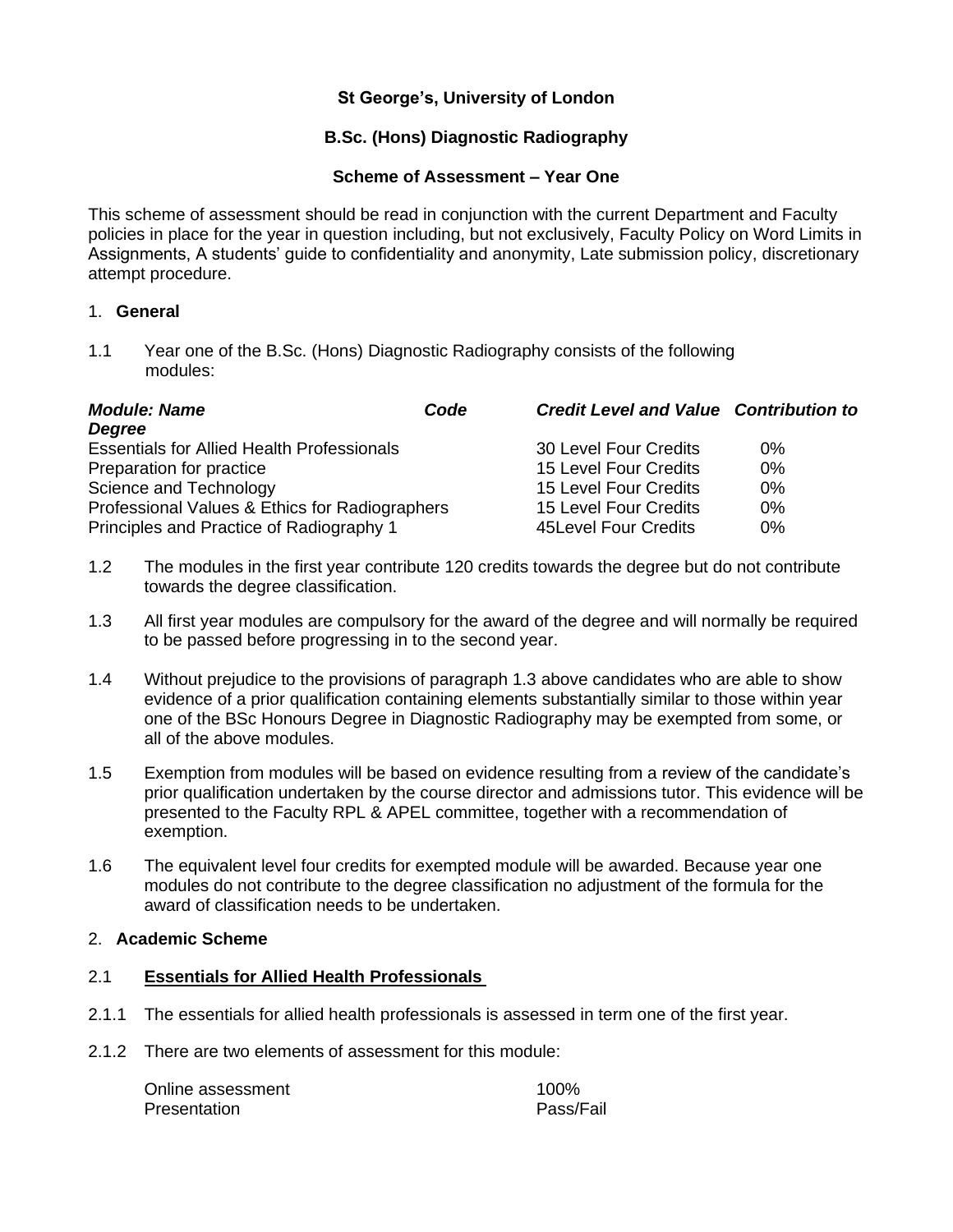**St George's, University of London**

**B.Sc. (Hons) Diagnostic Radiography**

**Scheme of Assessment – Year One**

This scheme of assessment should be read in conjunction with the current Department and Faculty policies in place for the year in question including, but not exclusively, Faculty Policy on Word Limits in Assignments, A students' guide to confidentiality and anonymity, Late submission policy, discretionary attempt procedure.

## 1. General

1.1 Year one of the B.Sc. (Hons) Diagnostic Radiography consists of the following modules:

| ***Module: Name*** | ***Code*** | ***Credit Level and Value*** | ***Contribution to Degree*** |
|---|---|---|---|
| Essentials for Allied Health Professionals | | 30 Level Four Credits | 0% |
| Preparation for practice | | 15 Level Four Credits | 0% |
| Science and Technology | | 15 Level Four Credits | 0% |
| Professional Values & Ethics for Radiographers | | 15 Level Four Credits | 0% |
| Principles and Practice of Radiography 1 | | 45Level Four Credits | 0% |

1.2 The modules in the first year contribute 120 credits towards the degree but do not contribute towards the degree classification.

1.3 All first year modules are compulsory for the award of the degree and will normally be required to be passed before progressing in to the second year.

1.4 Without prejudice to the provisions of paragraph 1.3 above candidates who are able to show evidence of a prior qualification containing elements substantially similar to those within year one of the BSc Honours Degree in Diagnostic Radiography may be exempted from some, or all of the above modules.

1.5 Exemption from modules will be based on evidence resulting from a review of the candidate's prior qualification undertaken by the course director and admissions tutor. This evidence will be presented to the Faculty RPL & APEL committee, together with a recommendation of exemption.

1.6 The equivalent level four credits for exempted module will be awarded. Because year one modules do not contribute to the degree classification no adjustment of the formula for the award of classification needs to be undertaken.

## 2. Academic Scheme

### 2.1 Essentials for Allied Health Professionals

2.1.1 The essentials for allied health professionals is assessed in term one of the first year.

2.1.2 There are two elements of assessment for this module:

| | |
|---|---|
| Online assessment | 100% |
| Presentation | Pass/Fail |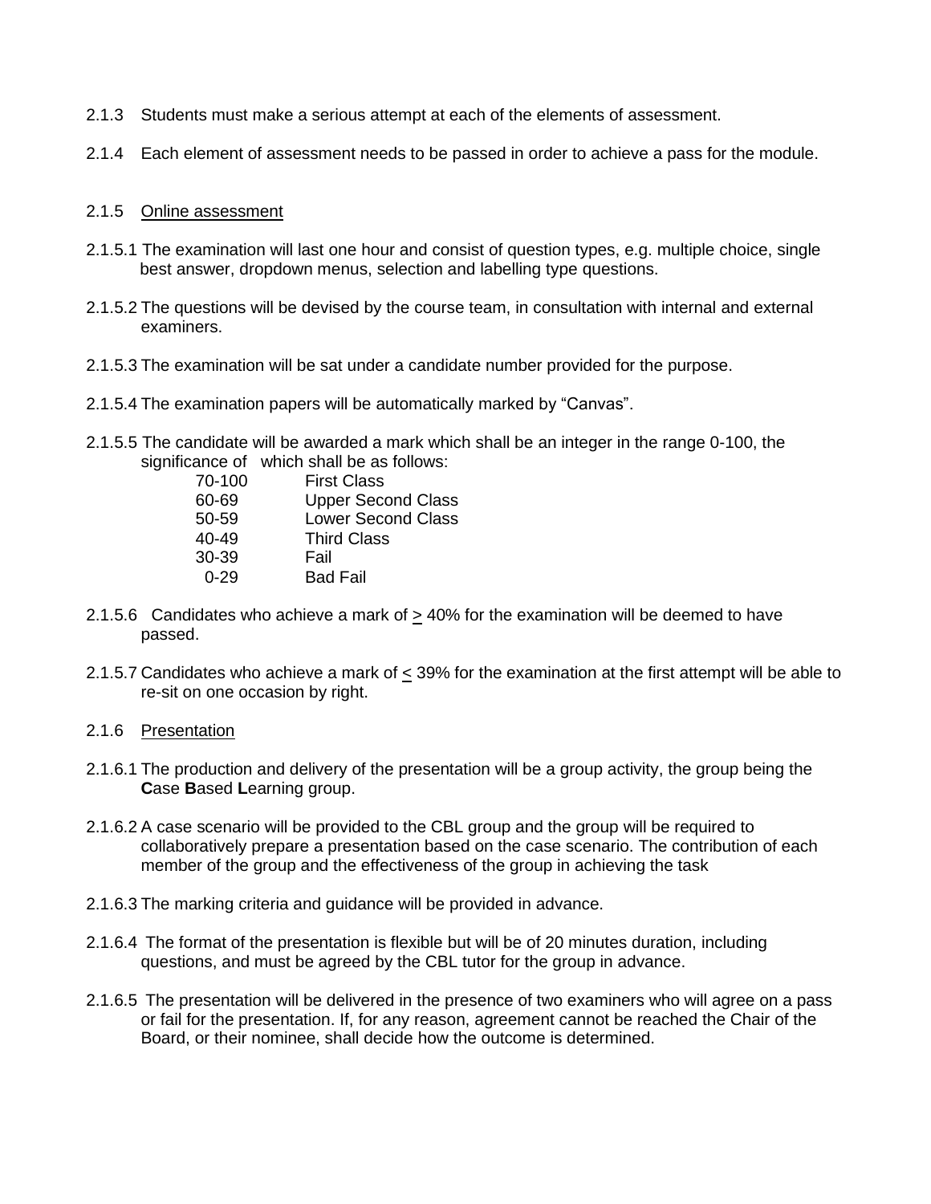2.1.3 Students must make a serious attempt at each of the elements of assessment.

2.1.4 Each element of assessment needs to be passed in order to achieve a pass for the module.

2.1.5 <u>Online assessment</u>

2.1.5.1 The examination will last one hour and consist of question types, e.g. multiple choice, single best answer, dropdown menus, selection and labelling type questions.

2.1.5.2 The questions will be devised by the course team, in consultation with internal and external examiners.

2.1.5.3 The examination will be sat under a candidate number provided for the purpose.

2.1.5.4 The examination papers will be automatically marked by "Canvas".

2.1.5.5 The candidate will be awarded a mark which shall be an integer in the range 0-100, the significance of which shall be as follows:

| | |
|---|---|
| 70-100 | First Class |
| 60-69 | Upper Second Class |
| 50-59 | Lower Second Class |
| 40-49 | Third Class |
| 30-39 | Fail |
| 0-29 | Bad Fail |

2.1.5.6 Candidates who achieve a mark of ≥ 40% for the examination will be deemed to have passed.

2.1.5.7 Candidates who achieve a mark of ≤ 39% for the examination at the first attempt will be able to re-sit on one occasion by right.

2.1.6 <u>Presentation</u>

2.1.6.1 The production and delivery of the presentation will be a group activity, the group being the **C**ase **B**ased **L**earning group.

2.1.6.2 A case scenario will be provided to the CBL group and the group will be required to collaboratively prepare a presentation based on the case scenario. The contribution of each member of the group and the effectiveness of the group in achieving the task

2.1.6.3 The marking criteria and guidance will be provided in advance.

2.1.6.4 The format of the presentation is flexible but will be of 20 minutes duration, including questions, and must be agreed by the CBL tutor for the group in advance.

2.1.6.5 The presentation will be delivered in the presence of two examiners who will agree on a pass or fail for the presentation. If, for any reason, agreement cannot be reached the Chair of the Board, or their nominee, shall decide how the outcome is determined.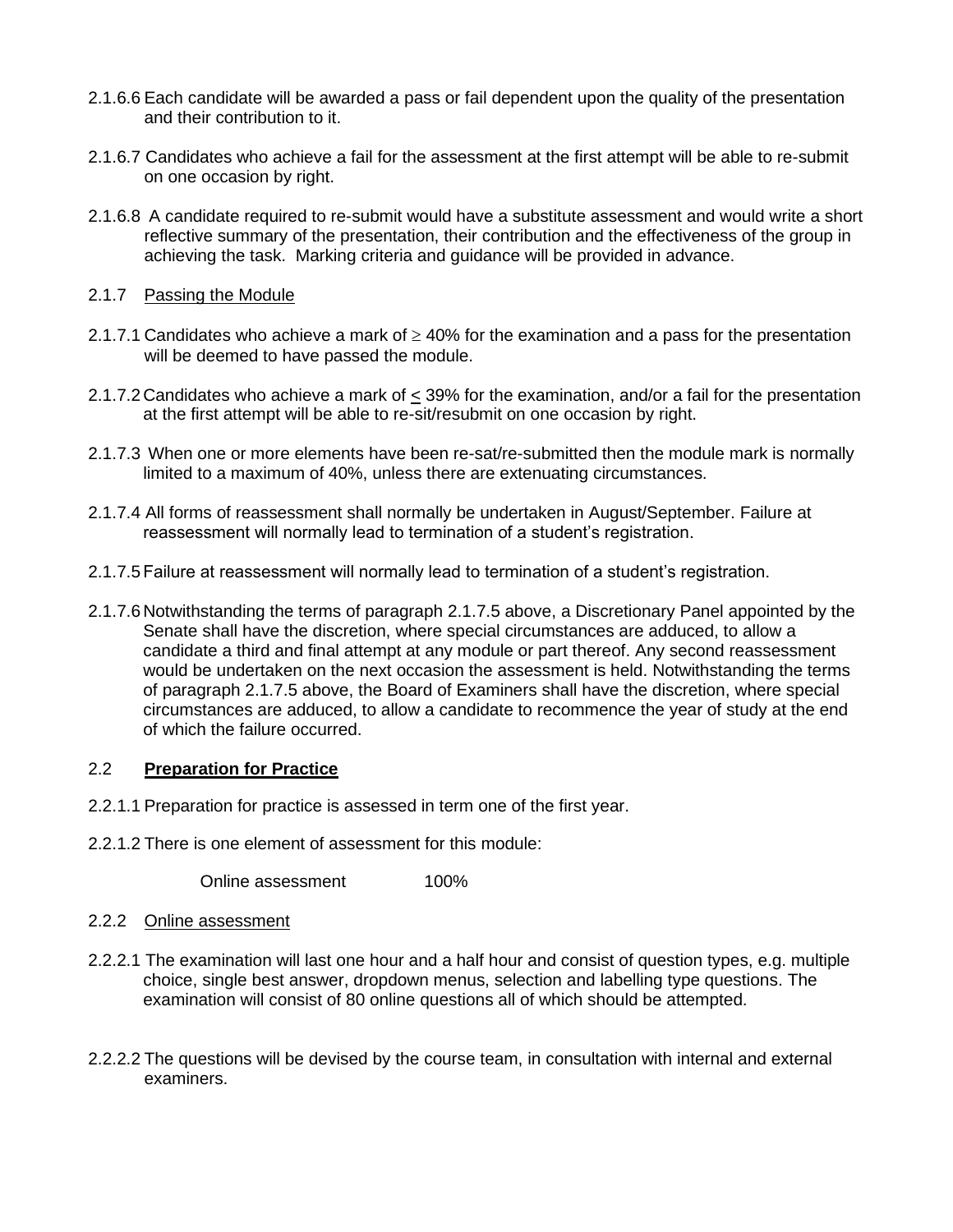2.1.6.6 Each candidate will be awarded a pass or fail dependent upon the quality of the presentation and their contribution to it.

2.1.6.7 Candidates who achieve a fail for the assessment at the first attempt will be able to re-submit on one occasion by right.

2.1.6.8 A candidate required to re-submit would have a substitute assessment and would write a short reflective summary of the presentation, their contribution and the effectiveness of the group in achieving the task. Marking criteria and guidance will be provided in advance.

2.1.7 Passing the Module

2.1.7.1 Candidates who achieve a mark of $\geq$ 40% for the examination and a pass for the presentation will be deemed to have passed the module.

2.1.7.2 Candidates who achieve a mark of $\leq$ 39% for the examination, and/or a fail for the presentation at the first attempt will be able to re-sit/resubmit on one occasion by right.

2.1.7.3 When one or more elements have been re-sat/re-submitted then the module mark is normally limited to a maximum of 40%, unless there are extenuating circumstances.

2.1.7.4 All forms of reassessment shall normally be undertaken in August/September. Failure at reassessment will normally lead to termination of a student's registration.

2.1.7.5 Failure at reassessment will normally lead to termination of a student's registration.

2.1.7.6 Notwithstanding the terms of paragraph 2.1.7.5 above, a Discretionary Panel appointed by the Senate shall have the discretion, where special circumstances are adduced, to allow a candidate a third and final attempt at any module or part thereof. Any second reassessment would be undertaken on the next occasion the assessment is held. Notwithstanding the terms of paragraph 2.1.7.5 above, the Board of Examiners shall have the discretion, where special circumstances are adduced, to allow a candidate to recommence the year of study at the end of which the failure occurred.

## 2.2 **Preparation for Practice**

2.2.1.1 Preparation for practice is assessed in term one of the first year.

2.2.1.2 There is one element of assessment for this module:

| Online assessment | 100% |
|---|---|

2.2.2 Online assessment

2.2.2.1 The examination will last one hour and a half hour and consist of question types, e.g. multiple choice, single best answer, dropdown menus, selection and labelling type questions. The examination will consist of 80 online questions all of which should be attempted.

2.2.2.2 The questions will be devised by the course team, in consultation with internal and external examiners.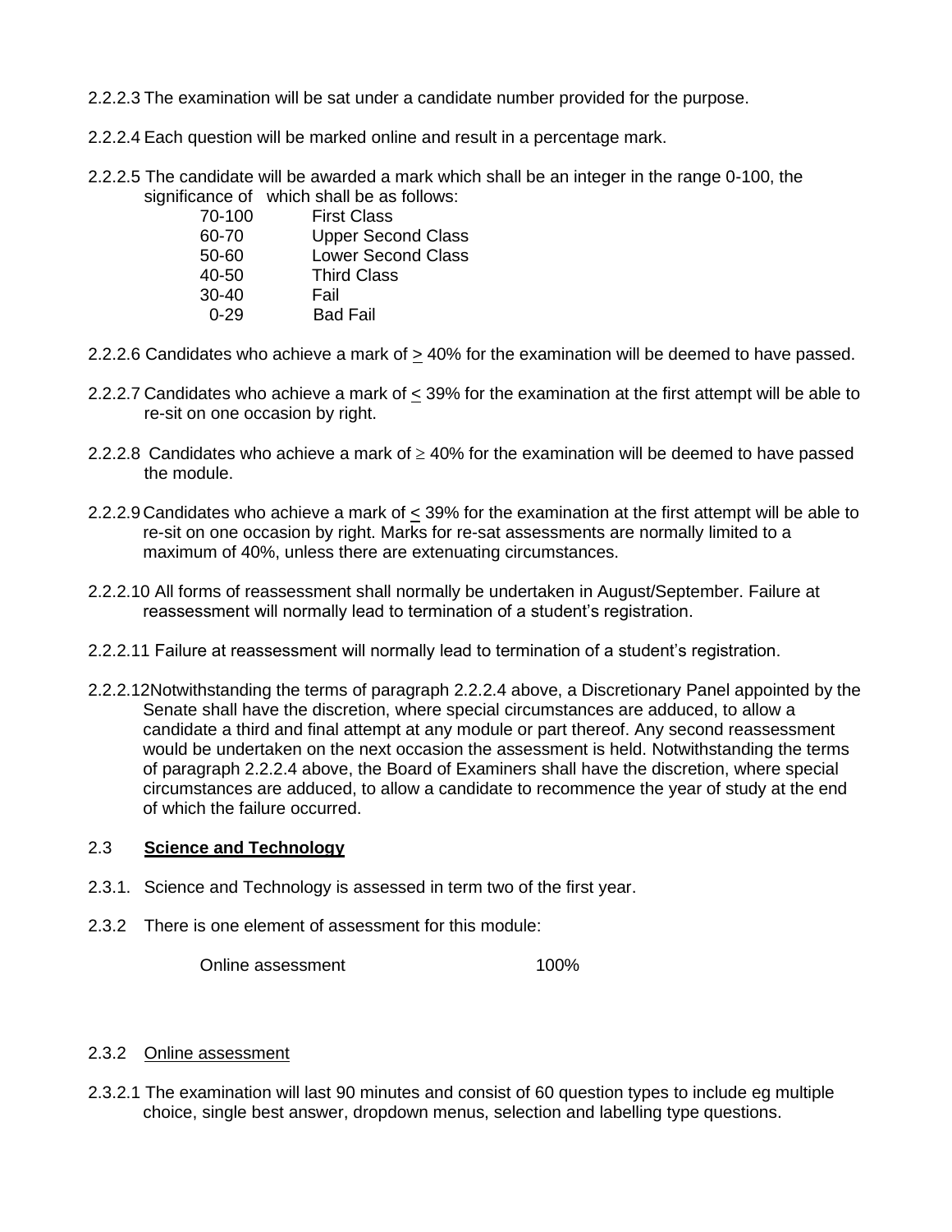2.2.2.3 The examination will be sat under a candidate number provided for the purpose.

2.2.2.4 Each question will be marked online and result in a percentage mark.

2.2.2.5 The candidate will be awarded a mark which shall be an integer in the range 0-100, the significance of which shall be as follows:

| | |
|---|---|
| 70-100 | First Class |
| 60-70 | Upper Second Class |
| 50-60 | Lower Second Class |
| 40-50 | Third Class |
| 30-40 | Fail |
| 0-29 | Bad Fail |

2.2.2.6 Candidates who achieve a mark of ≥ 40% for the examination will be deemed to have passed.

2.2.2.7 Candidates who achieve a mark of ≤ 39% for the examination at the first attempt will be able to re-sit on one occasion by right.

2.2.2.8 Candidates who achieve a mark of ≥ 40% for the examination will be deemed to have passed the module.

2.2.2.9 Candidates who achieve a mark of ≤ 39% for the examination at the first attempt will be able to re-sit on one occasion by right. Marks for re-sat assessments are normally limited to a maximum of 40%, unless there are extenuating circumstances.

2.2.2.10 All forms of reassessment shall normally be undertaken in August/September. Failure at reassessment will normally lead to termination of a student's registration.

2.2.2.11 Failure at reassessment will normally lead to termination of a student's registration.

2.2.2.12 Notwithstanding the terms of paragraph 2.2.2.4 above, a Discretionary Panel appointed by the Senate shall have the discretion, where special circumstances are adduced, to allow a candidate a third and final attempt at any module or part thereof. Any second reassessment would be undertaken on the next occasion the assessment is held. Notwithstanding the terms of paragraph 2.2.2.4 above, the Board of Examiners shall have the discretion, where special circumstances are adduced, to allow a candidate to recommence the year of study at the end of which the failure occurred.

## 2.3 **Science and Technology**

2.3.1. Science and Technology is assessed in term two of the first year.

2.3.2 There is one element of assessment for this module:

| | |
|---|---|
| Online assessment | 100% |

### 2.3.2 Online assessment

2.3.2.1 The examination will last 90 minutes and consist of 60 question types to include eg multiple choice, single best answer, dropdown menus, selection and labelling type questions.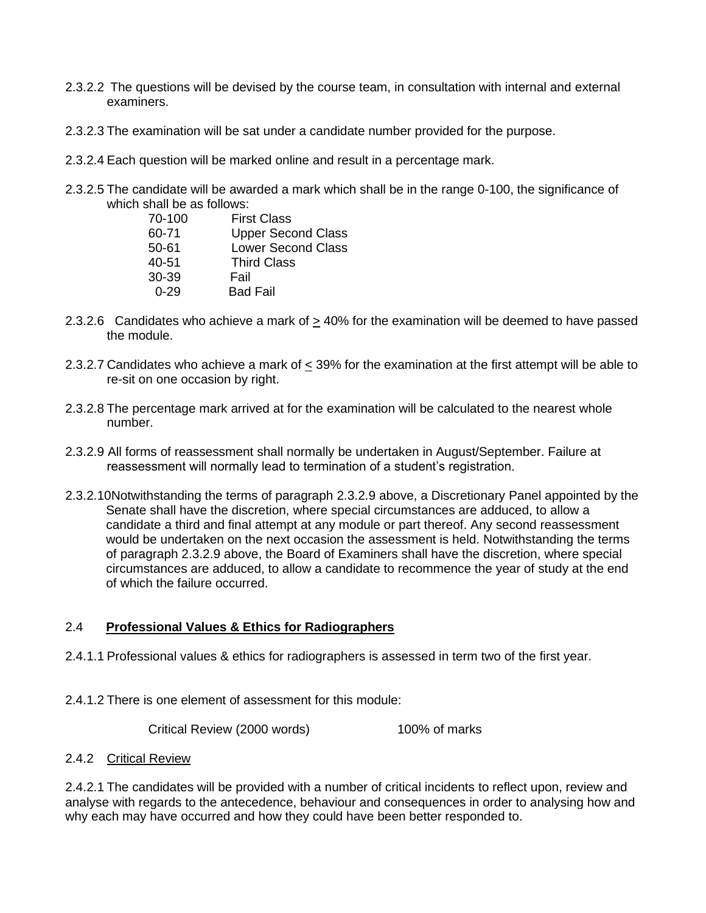2.3.2.2 The questions will be devised by the course team, in consultation with internal and external examiners.

2.3.2.3 The examination will be sat under a candidate number provided for the purpose.

2.3.2.4 Each question will be marked online and result in a percentage mark.

2.3.2.5 The candidate will be awarded a mark which shall be in the range 0-100, the significance of which shall be as follows:

| | |
|---|---|
| 70-100 | First Class |
| 60-71 | Upper Second Class |
| 50-61 | Lower Second Class |
| 40-51 | Third Class |
| 30-39 | Fail |
| 0-29 | Bad Fail |

2.3.2.6 Candidates who achieve a mark of ≥ 40% for the examination will be deemed to have passed the module.

2.3.2.7 Candidates who achieve a mark of ≤ 39% for the examination at the first attempt will be able to re-sit on one occasion by right.

2.3.2.8 The percentage mark arrived at for the examination will be calculated to the nearest whole number.

2.3.2.9 All forms of reassessment shall normally be undertaken in August/September. Failure at reassessment will normally lead to termination of a student's registration.

2.3.2.10 Notwithstanding the terms of paragraph 2.3.2.9 above, a Discretionary Panel appointed by the Senate shall have the discretion, where special circumstances are adduced, to allow a candidate a third and final attempt at any module or part thereof. Any second reassessment would be undertaken on the next occasion the assessment is held. Notwithstanding the terms of paragraph 2.3.2.9 above, the Board of Examiners shall have the discretion, where special circumstances are adduced, to allow a candidate to recommence the year of study at the end of which the failure occurred.

## 2.4 **<u>Professional Values & Ethics for Radiographers</u>**

2.4.1.1 Professional values & ethics for radiographers is assessed in term two of the first year.

2.4.1.2 There is one element of assessment for this module:

| | |
|---|---|
| Critical Review (2000 words) | 100% of marks |

### 2.4.2 <u>Critical Review</u>

2.4.2.1 The candidates will be provided with a number of critical incidents to reflect upon, review and analyse with regards to the antecedence, behaviour and consequences in order to analysing how and why each may have occurred and how they could have been better responded to.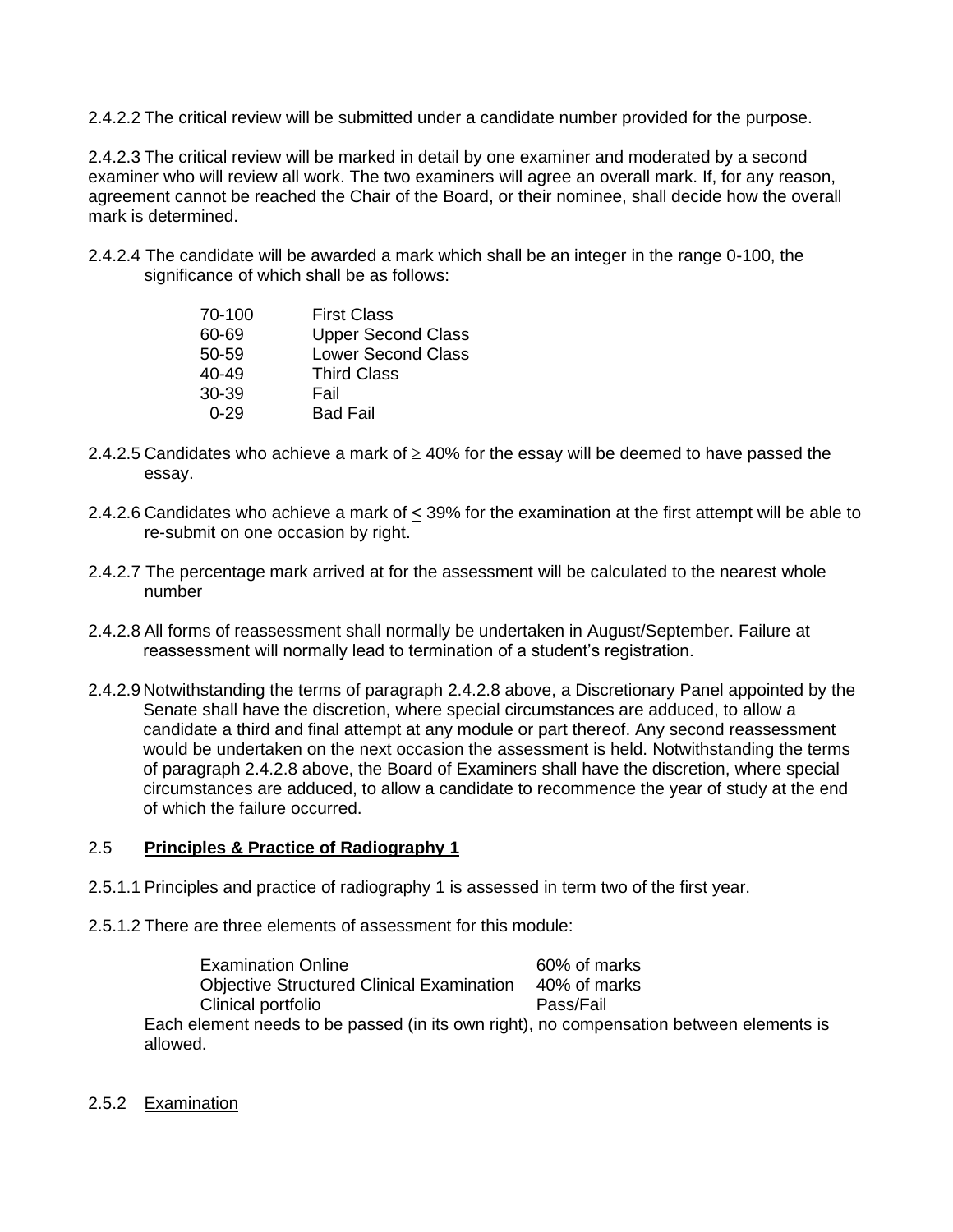2.4.2.2 The critical review will be submitted under a candidate number provided for the purpose.

2.4.2.3 The critical review will be marked in detail by one examiner and moderated by a second examiner who will review all work. The two examiners will agree an overall mark. If, for any reason, agreement cannot be reached the Chair of the Board, or their nominee, shall decide how the overall mark is determined.

2.4.2.4 The candidate will be awarded a mark which shall be an integer in the range 0-100, the significance of which shall be as follows:

| | |
|---|---|
| 70-100 | First Class |
| 60-69 | Upper Second Class |
| 50-59 | Lower Second Class |
| 40-49 | Third Class |
| 30-39 | Fail |
| 0-29 | Bad Fail |

2.4.2.5 Candidates who achieve a mark of $\geq$ 40% for the essay will be deemed to have passed the essay.

2.4.2.6 Candidates who achieve a mark of $\leq$ 39% for the examination at the first attempt will be able to re-submit on one occasion by right.

2.4.2.7 The percentage mark arrived at for the assessment will be calculated to the nearest whole number

2.4.2.8 All forms of reassessment shall normally be undertaken in August/September. Failure at reassessment will normally lead to termination of a student's registration.

2.4.2.9 Notwithstanding the terms of paragraph 2.4.2.8 above, a Discretionary Panel appointed by the Senate shall have the discretion, where special circumstances are adduced, to allow a candidate a third and final attempt at any module or part thereof. Any second reassessment would be undertaken on the next occasion the assessment is held. Notwithstanding the terms of paragraph 2.4.2.8 above, the Board of Examiners shall have the discretion, where special circumstances are adduced, to allow a candidate to recommence the year of study at the end of which the failure occurred.

## 2.5 **Principles & Practice of Radiography 1**

2.5.1.1 Principles and practice of radiography 1 is assessed in term two of the first year.

2.5.1.2 There are three elements of assessment for this module:

| | |
|---|---|
| Examination Online | 60% of marks |
| Objective Structured Clinical Examination | 40% of marks |
| Clinical portfolio | Pass/Fail |

Each element needs to be passed (in its own right), no compensation between elements is allowed.

### 2.5.2 Examination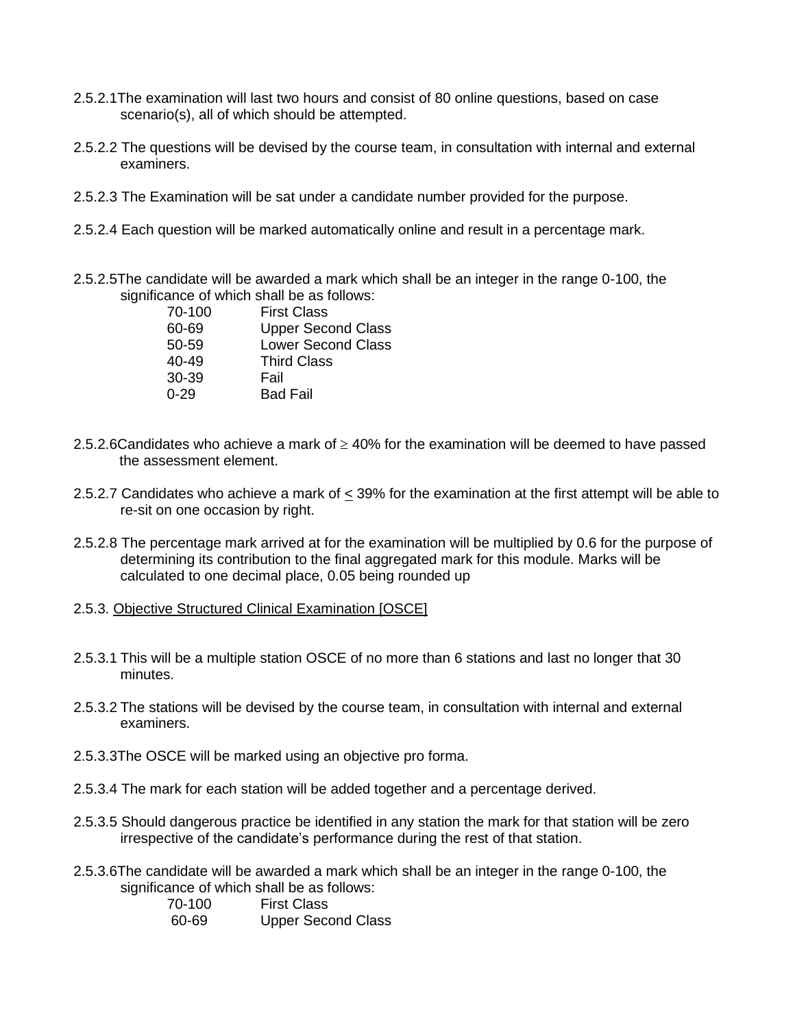2.5.2.1 The examination will last two hours and consist of 80 online questions, based on case scenario(s), all of which should be attempted.

2.5.2.2 The questions will be devised by the course team, in consultation with internal and external examiners.

2.5.2.3 The Examination will be sat under a candidate number provided for the purpose.

2.5.2.4 Each question will be marked automatically online and result in a percentage mark.

2.5.2.5 The candidate will be awarded a mark which shall be an integer in the range 0-100, the significance of which shall be as follows:

| | |
|---|---|
| 70-100 | First Class |
| 60-69 | Upper Second Class |
| 50-59 | Lower Second Class |
| 40-49 | Third Class |
| 30-39 | Fail |
| 0-29 | Bad Fail |

2.5.2.6 Candidates who achieve a mark of ≥ 40% for the examination will be deemed to have passed the assessment element.

2.5.2.7 Candidates who achieve a mark of < 39% for the examination at the first attempt will be able to re-sit on one occasion by right.

2.5.2.8 The percentage mark arrived at for the examination will be multiplied by 0.6 for the purpose of determining its contribution to the final aggregated mark for this module. Marks will be calculated to one decimal place, 0.05 being rounded up

2.5.3. Objective Structured Clinical Examination [OSCE]

2.5.3.1 This will be a multiple station OSCE of no more than 6 stations and last no longer that 30 minutes.

2.5.3.2 The stations will be devised by the course team, in consultation with internal and external examiners.

2.5.3.3 The OSCE will be marked using an objective pro forma.

2.5.3.4 The mark for each station will be added together and a percentage derived.

2.5.3.5 Should dangerous practice be identified in any station the mark for that station will be zero irrespective of the candidate's performance during the rest of that station.

2.5.3.6 The candidate will be awarded a mark which shall be an integer in the range 0-100, the significance of which shall be as follows:

| | |
|---|---|
| 70-100 | First Class |
| 60-69 | Upper Second Class |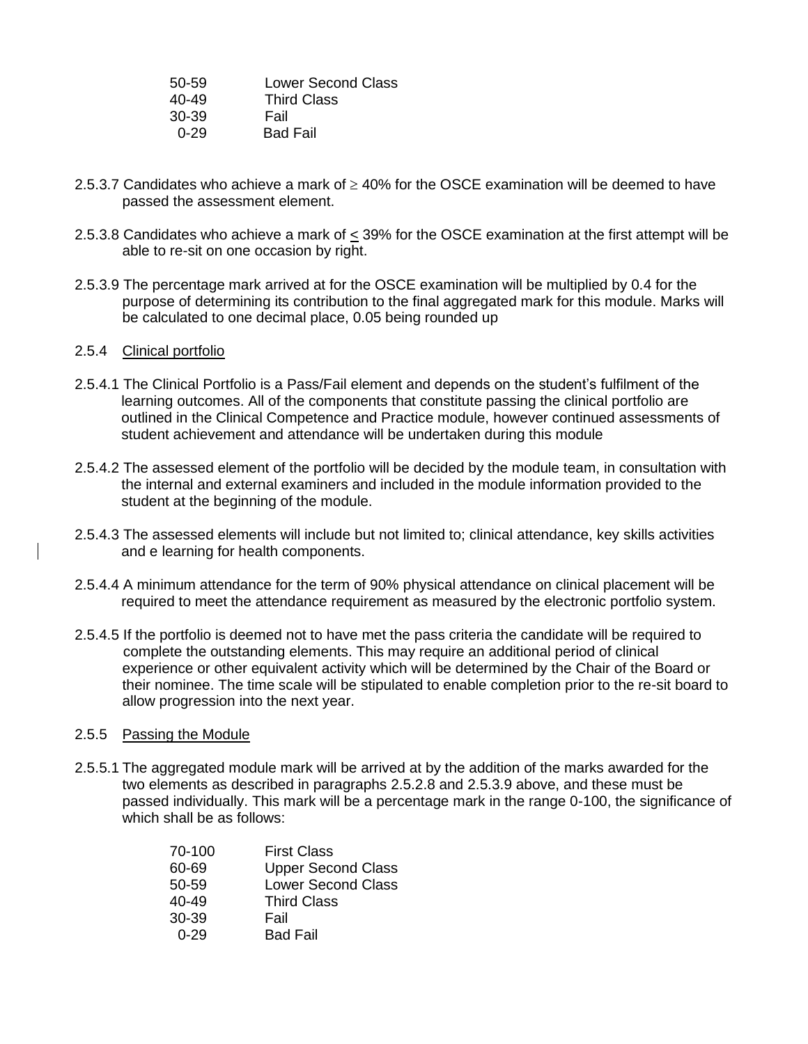| | |
|---|---|
| 50-59 | Lower Second Class |
| 40-49 | Third Class |
| 30-39 | Fail |
| 0-29 | Bad Fail |

2.5.3.7 Candidates who achieve a mark of ≥ 40% for the OSCE examination will be deemed to have passed the assessment element.

2.5.3.8 Candidates who achieve a mark of ≤ 39% for the OSCE examination at the first attempt will be able to re-sit on one occasion by right.

2.5.3.9 The percentage mark arrived at for the OSCE examination will be multiplied by 0.4 for the purpose of determining its contribution to the final aggregated mark for this module. Marks will be calculated to one decimal place, 0.05 being rounded up

2.5.4 Clinical portfolio

2.5.4.1 The Clinical Portfolio is a Pass/Fail element and depends on the student's fulfilment of the learning outcomes. All of the components that constitute passing the clinical portfolio are outlined in the Clinical Competence and Practice module, however continued assessments of student achievement and attendance will be undertaken during this module

2.5.4.2 The assessed element of the portfolio will be decided by the module team, in consultation with the internal and external examiners and included in the module information provided to the student at the beginning of the module.

2.5.4.3 The assessed elements will include but not limited to; clinical attendance, key skills activities and e learning for health components.

2.5.4.4 A minimum attendance for the term of 90% physical attendance on clinical placement will be required to meet the attendance requirement as measured by the electronic portfolio system.

2.5.4.5 If the portfolio is deemed not to have met the pass criteria the candidate will be required to complete the outstanding elements. This may require an additional period of clinical experience or other equivalent activity which will be determined by the Chair of the Board or their nominee. The time scale will be stipulated to enable completion prior to the re-sit board to allow progression into the next year.

2.5.5 Passing the Module

2.5.5.1 The aggregated module mark will be arrived at by the addition of the marks awarded for the two elements as described in paragraphs 2.5.2.8 and 2.5.3.9 above, and these must be passed individually. This mark will be a percentage mark in the range 0-100, the significance of which shall be as follows:

| | |
|---|---|
| 70-100 | First Class |
| 60-69 | Upper Second Class |
| 50-59 | Lower Second Class |
| 40-49 | Third Class |
| 30-39 | Fail |
| 0-29 | Bad Fail |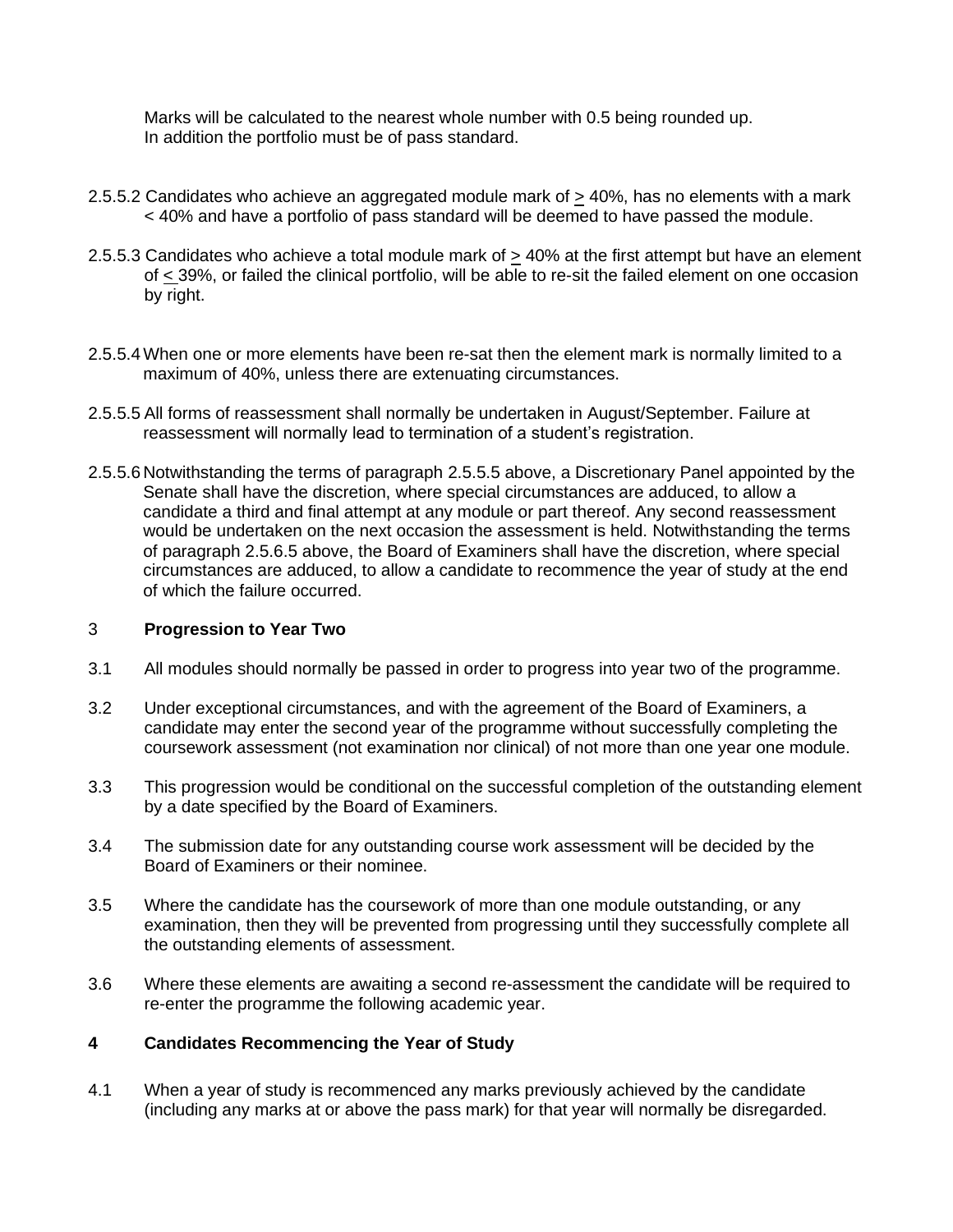Marks will be calculated to the nearest whole number with 0.5 being rounded up. In addition the portfolio must be of pass standard.

2.5.5.2 Candidates who achieve an aggregated module mark of ≥ 40%, has no elements with a mark < 40% and have a portfolio of pass standard will be deemed to have passed the module.

2.5.5.3 Candidates who achieve a total module mark of ≥ 40% at the first attempt but have an element of ≤ 39%, or failed the clinical portfolio, will be able to re-sit the failed element on one occasion by right.

2.5.5.4 When one or more elements have been re-sat then the element mark is normally limited to a maximum of 40%, unless there are extenuating circumstances.

2.5.5.5 All forms of reassessment shall normally be undertaken in August/September. Failure at reassessment will normally lead to termination of a student's registration.

2.5.5.6 Notwithstanding the terms of paragraph 2.5.5.5 above, a Discretionary Panel appointed by the Senate shall have the discretion, where special circumstances are adduced, to allow a candidate a third and final attempt at any module or part thereof. Any second reassessment would be undertaken on the next occasion the assessment is held. Notwithstanding the terms of paragraph 2.5.6.5 above, the Board of Examiners shall have the discretion, where special circumstances are adduced, to allow a candidate to recommence the year of study at the end of which the failure occurred.

## 3 Progression to Year Two

3.1 All modules should normally be passed in order to progress into year two of the programme.

3.2 Under exceptional circumstances, and with the agreement of the Board of Examiners, a candidate may enter the second year of the programme without successfully completing the coursework assessment (not examination nor clinical) of not more than one year one module.

3.3 This progression would be conditional on the successful completion of the outstanding element by a date specified by the Board of Examiners.

3.4 The submission date for any outstanding course work assessment will be decided by the Board of Examiners or their nominee.

3.5 Where the candidate has the coursework of more than one module outstanding, or any examination, then they will be prevented from progressing until they successfully complete all the outstanding elements of assessment.

3.6 Where these elements are awaiting a second re-assessment the candidate will be required to re-enter the programme the following academic year.

## 4 Candidates Recommencing the Year of Study

4.1 When a year of study is recommenced any marks previously achieved by the candidate (including any marks at or above the pass mark) for that year will normally be disregarded.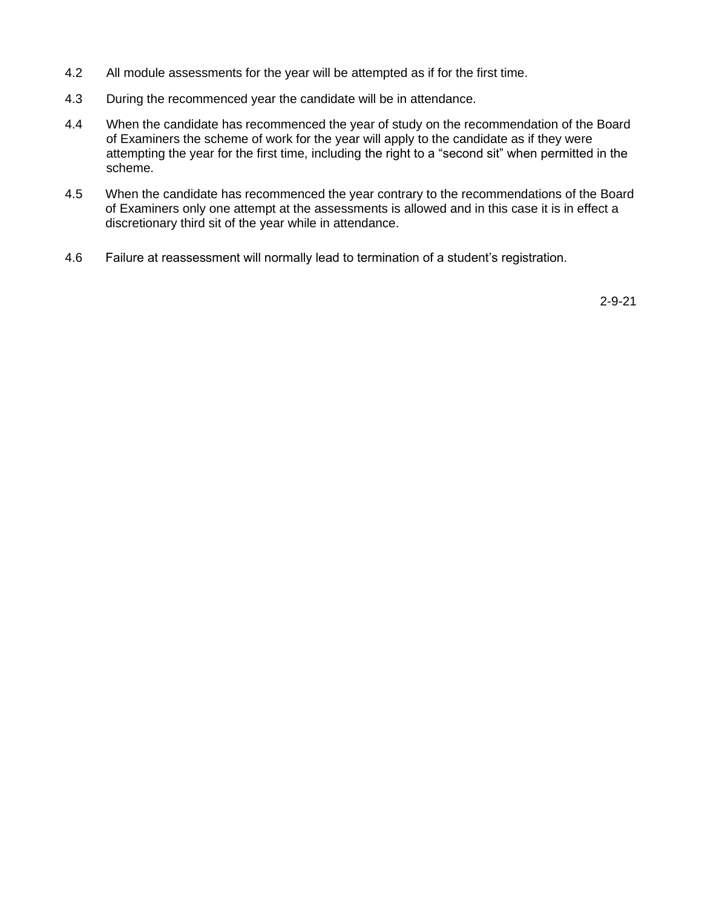4.2 All module assessments for the year will be attempted as if for the first time.

4.3 During the recommenced year the candidate will be in attendance.

4.4 When the candidate has recommenced the year of study on the recommendation of the Board of Examiners the scheme of work for the year will apply to the candidate as if they were attempting the year for the first time, including the right to a “second sit” when permitted in the scheme.

4.5 When the candidate has recommenced the year contrary to the recommendations of the Board of Examiners only one attempt at the assessments is allowed and in this case it is in effect a discretionary third sit of the year while in attendance.

4.6 Failure at reassessment will normally lead to termination of a student’s registration.

2-9-21